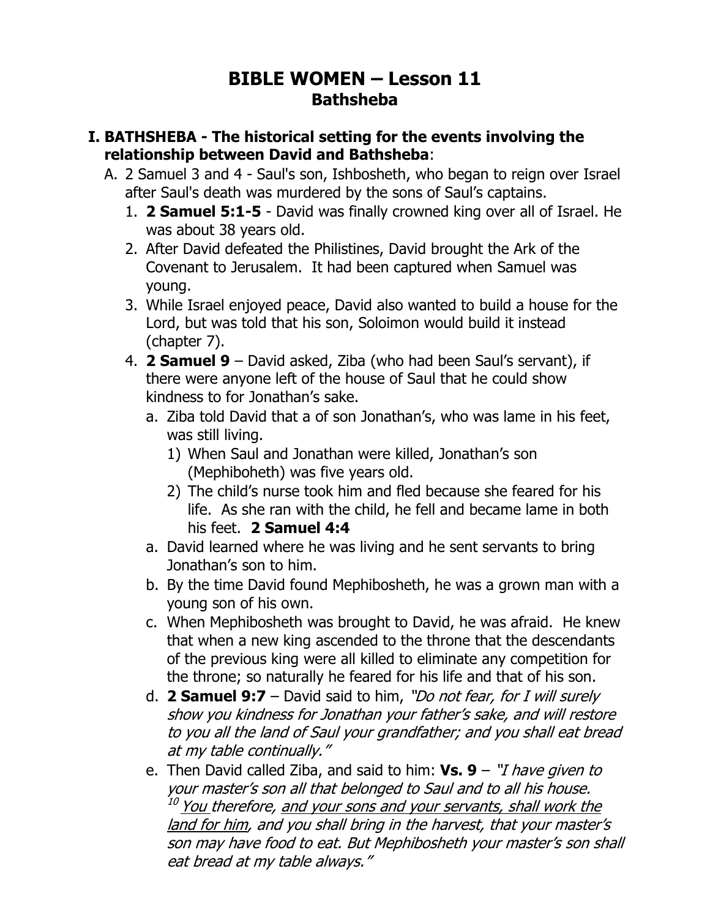# BIBLE WOMEN – Lesson 11
## Bathsheba

**I. BATHSHEBA - The historical setting for the events involving the relationship between David and Bathsheba**:

A. 2 Samuel 3 and 4 - Saul's son, Ishbosheth, who began to reign over Israel after Saul's death was murdered by the sons of Saul's captains.

1. **2 Samuel 5:1-5** - David was finally crowned king over all of Israel. He was about 38 years old.
2. After David defeated the Philistines, David brought the Ark of the Covenant to Jerusalem. It had been captured when Samuel was young.
3. While Israel enjoyed peace, David also wanted to build a house for the Lord, but was told that his son, Soloimon would build it instead (chapter 7).
4. **2 Samuel 9** – David asked, Ziba (who had been Saul's servant), if there were anyone left of the house of Saul that he could show kindness to for Jonathan's sake.
   a. Ziba told David that a of son Jonathan's, who was lame in his feet, was still living.
      1) When Saul and Jonathan were killed, Jonathan's son (Mephiboheth) was five years old.
      2) The child's nurse took him and fled because she feared for his life. As she ran with the child, he fell and became lame in both his feet. **2 Samuel 4:4**
   a. David learned where he was living and he sent servants to bring Jonathan's son to him.
   b. By the time David found Mephibosheth, he was a grown man with a young son of his own.
   c. When Mephibosheth was brought to David, he was afraid. He knew that when a new king ascended to the throne that the descendants of the previous king were all killed to eliminate any competition for the throne; so naturally he feared for his life and that of his son.
   d. **2 Samuel 9:7** – David said to him, *"Do not fear, for I will surely show you kindness for Jonathan your father's sake, and will restore to you all the land of Saul your grandfather; and you shall eat bread at my table continually."*
   e. Then David called Ziba, and said to him: **Vs. 9** – *"I have given to your master's son all that belonged to Saul and to all his house. [10] <u>You</u> therefore, <u>and your sons and your servants, shall work the land for him</u>, and you shall bring in the harvest, that your master's son may have food to eat. But Mephibosheth your master's son shall eat bread at my table always."*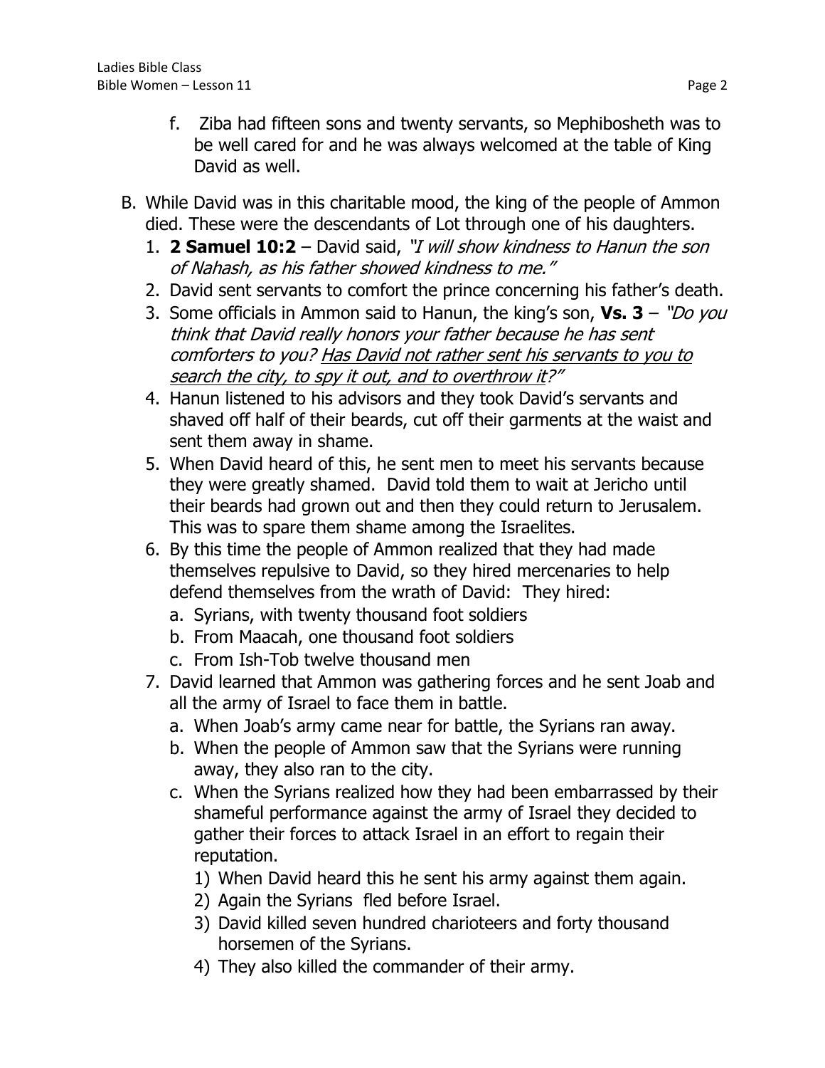f. Ziba had fifteen sons and twenty servants, so Mephibosheth was to be well cared for and he was always welcomed at the table of King David as well.

B. While David was in this charitable mood, the king of the people of Ammon died. These were the descendants of Lot through one of his daughters.
   1. **2 Samuel 10:2** – David said, *"I will show kindness to Hanun the son of Nahash, as his father showed kindness to me."*
   2. David sent servants to comfort the prince concerning his father's death.
   3. Some officials in Ammon said to Hanun, the king's son, **Vs. 3** – *"Do you think that David really honors your father because he has sent comforters to you? <u>Has David not rather sent his servants to you to search the city, to spy it out, and to overthrow it</u>?"*
   4. Hanun listened to his advisors and they took David's servants and shaved off half of their beards, cut off their garments at the waist and sent them away in shame.
   5. When David heard of this, he sent men to meet his servants because they were greatly shamed. David told them to wait at Jericho until their beards had grown out and then they could return to Jerusalem. This was to spare them shame among the Israelites.
   6. By this time the people of Ammon realized that they had made themselves repulsive to David, so they hired mercenaries to help defend themselves from the wrath of David: They hired:
      a. Syrians, with twenty thousand foot soldiers
      b. From Maacah, one thousand foot soldiers
      c. From Ish-Tob twelve thousand men
   7. David learned that Ammon was gathering forces and he sent Joab and all the army of Israel to face them in battle.
      a. When Joab's army came near for battle, the Syrians ran away.
      b. When the people of Ammon saw that the Syrians were running away, they also ran to the city.
      c. When the Syrians realized how they had been embarrassed by their shameful performance against the army of Israel they decided to gather their forces to attack Israel in an effort to regain their reputation.
         1) When David heard this he sent his army against them again.
         2) Again the Syrians fled before Israel.
         3) David killed seven hundred charioteers and forty thousand horsemen of the Syrians.
         4) They also killed the commander of their army.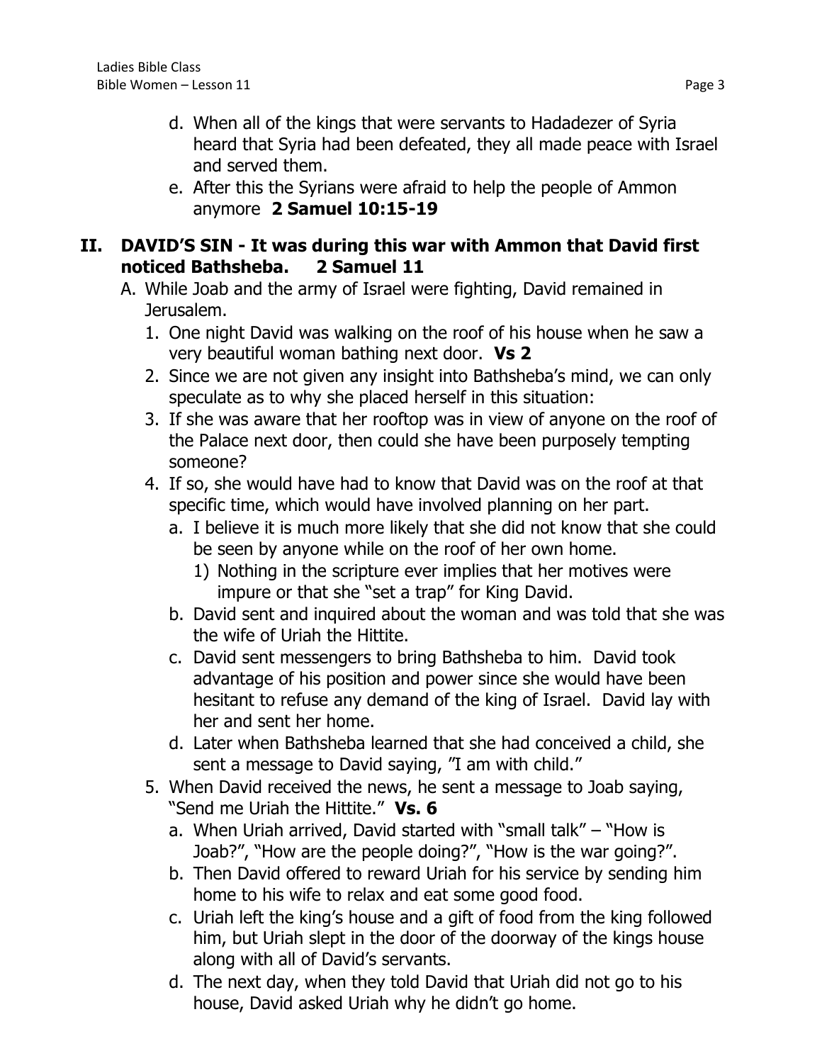d. When all of the kings that were servants to Hadadezer of Syria heard that Syria had been defeated, they all made peace with Israel and served them.

e. After this the Syrians were afraid to help the people of Ammon anymore **2 Samuel 10:15-19**

## II. DAVID'S SIN - It was during this war with Ammon that David first noticed Bathsheba. 2 Samuel 11

A. While Joab and the army of Israel were fighting, David remained in Jerusalem.

1. One night David was walking on the roof of his house when he saw a very beautiful woman bathing next door. **Vs 2**
2. Since we are not given any insight into Bathsheba's mind, we can only speculate as to why she placed herself in this situation:
3. If she was aware that her rooftop was in view of anyone on the roof of the Palace next door, then could she have been purposely tempting someone?
4. If so, she would have had to know that David was on the roof at that specific time, which would have involved planning on her part.
   a. I believe it is much more likely that she did not know that she could be seen by anyone while on the roof of her own home.
      1) Nothing in the scripture ever implies that her motives were impure or that she "set a trap" for King David.
   b. David sent and inquired about the woman and was told that she was the wife of Uriah the Hittite.
   c. David sent messengers to bring Bathsheba to him. David took advantage of his position and power since she would have been hesitant to refuse any demand of the king of Israel. David lay with her and sent her home.
   d. Later when Bathsheba learned that she had conceived a child, she sent a message to David saying, "I am with child."
5. When David received the news, he sent a message to Joab saying, "Send me Uriah the Hittite." **Vs. 6**
   a. When Uriah arrived, David started with "small talk" – "How is Joab?", "How are the people doing?", "How is the war going?".
   b. Then David offered to reward Uriah for his service by sending him home to his wife to relax and eat some good food.
   c. Uriah left the king's house and a gift of food from the king followed him, but Uriah slept in the door of the doorway of the kings house along with all of David's servants.
   d. The next day, when they told David that Uriah did not go to his house, David asked Uriah why he didn't go home.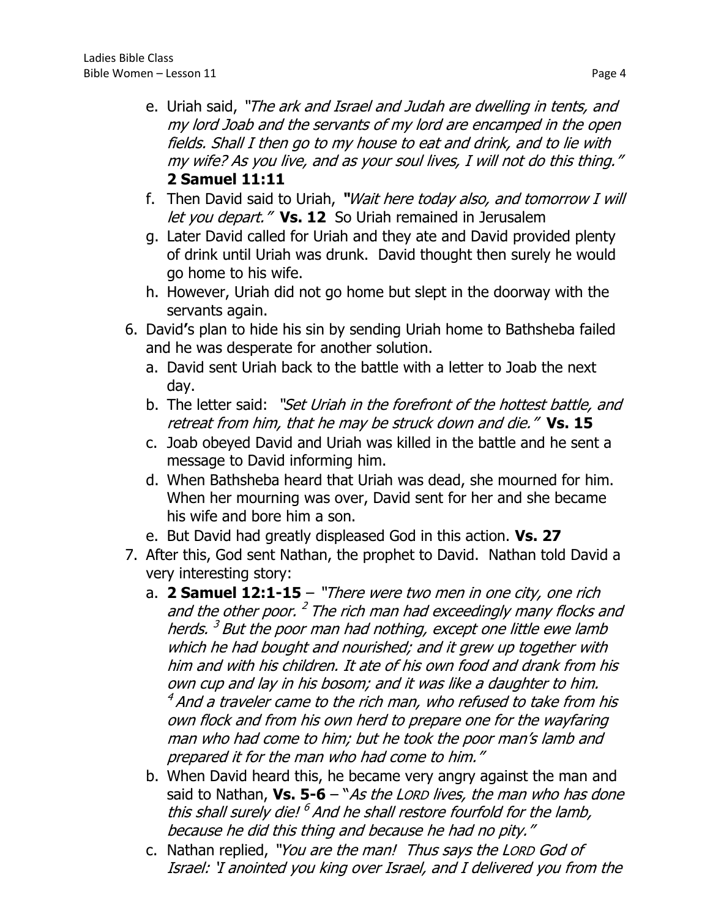e. Uriah said, *"The ark and Israel and Judah are dwelling in tents, and my lord Joab and the servants of my lord are encamped in the open fields. Shall I then go to my house to eat and drink, and to lie with my wife? As you live, and as your soul lives, I will not do this thing."* **2 Samuel 11:11**
   f. Then David said to Uriah, *"Wait here today also, and tomorrow I will let you depart."* **Vs. 12** So Uriah remained in Jerusalem
   g. Later David called for Uriah and they ate and David provided plenty of drink until Uriah was drunk. David thought then surely he would go home to his wife.
   h. However, Uriah did not go home but slept in the doorway with the servants again.

6. David's plan to hide his sin by sending Uriah home to Bathsheba failed and he was desperate for another solution.
   a. David sent Uriah back to the battle with a letter to Joab the next day.
   b. The letter said: *"Set Uriah in the forefront of the hottest battle, and retreat from him, that he may be struck down and die."* **Vs. 15**
   c. Joab obeyed David and Uriah was killed in the battle and he sent a message to David informing him.
   d. When Bathsheba heard that Uriah was dead, she mourned for him. When her mourning was over, David sent for her and she became his wife and bore him a son.
   e. But David had greatly displeased God in this action. **Vs. 27**

7. After this, God sent Nathan, the prophet to David. Nathan told David a very interesting story:
   a. **2 Samuel 12:1-15** – *"There were two men in one city, one rich and the other poor. [2] The rich man had exceedingly many flocks and herds. [3] But the poor man had nothing, except one little ewe lamb which he had bought and nourished; and it grew up together with him and with his children. It ate of his own food and drank from his own cup and lay in his bosom; and it was like a daughter to him. [4] And a traveler came to the rich man, who refused to take from his own flock and from his own herd to prepare one for the wayfaring man who had come to him; but he took the poor man's lamb and prepared it for the man who had come to him."*
   b. When David heard this, he became very angry against the man and said to Nathan, **Vs. 5-6** – "*As the LORD lives, the man who has done this shall surely die! [6] And he shall restore fourfold for the lamb, because he did this thing and because he had no pity."*
   c. Nathan replied, *"You are the man! Thus says the LORD God of Israel: 'I anointed you king over Israel, and I delivered you from the*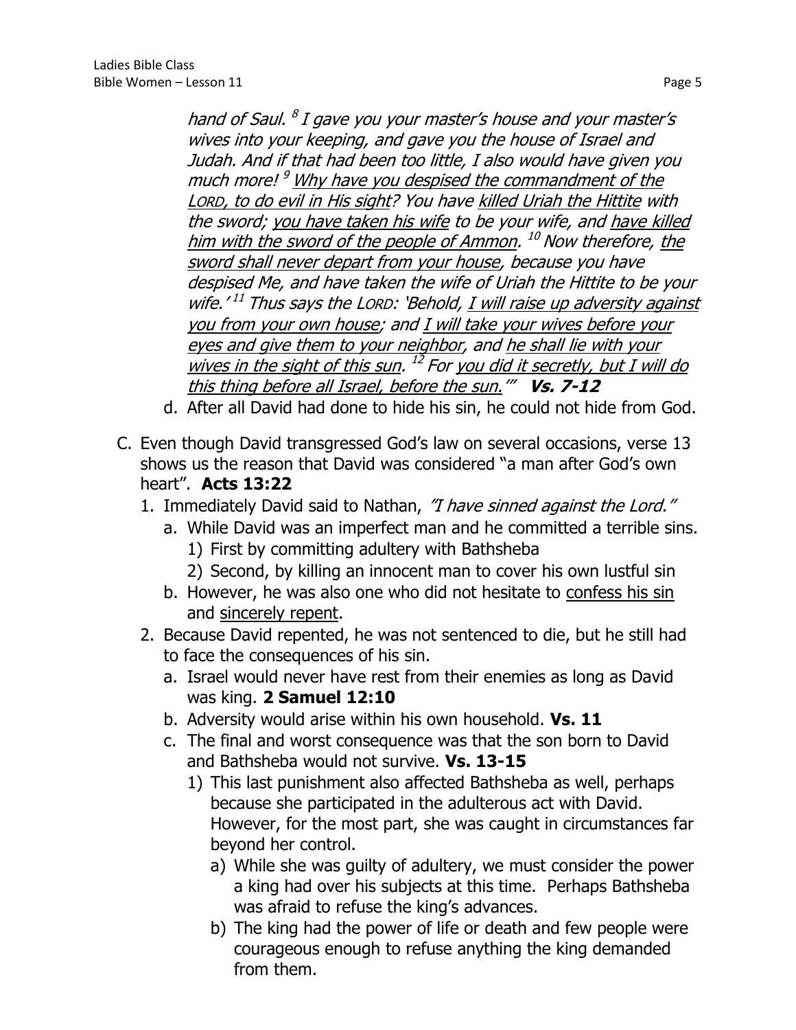*hand of Saul.* [8] *I gave you your master's house and your master's wives into your keeping, and gave you the house of Israel and Judah. And if that had been too little, I also would have given you much more!* [9] *<u>Why have you despised the commandment of the LORD, to do evil in His sight</u>? You have <u>killed Uriah the Hittite</u> with the sword; <u>you have taken his wife</u> to be your wife, and <u>have killed him with the sword of the people of Ammon</u>.* [10] *Now therefore, <u>the sword shall never depart from your house</u>, because you have despised Me, and have taken the wife of Uriah the Hittite to be your wife.'* [11] *Thus says the LORD: 'Behold, <u>I will raise up adversity against you from your own house</u>; and <u>I will take your wives before your eyes and give them to your neighbor</u>, and <u>he shall lie with your wives in the sight of this sun</u>.* [12] *For <u>you did it secretly, but I will do this thing before all Israel, before the sun</u>.'"* **Vs. 7-12**

   d. After all David had done to hide his sin, he could not hide from God.

C. Even though David transgressed God's law on several occasions, verse 13 shows us the reason that David was considered "a man after God's own heart". **Acts 13:22**

   1. Immediately David said to Nathan, *"I have sinned against the Lord."*
      a. While David was an imperfect man and he committed a terrible sins.
         1) First by committing adultery with Bathsheba
         2) Second, by killing an innocent man to cover his own lustful sin
      b. However, he was also one who did not hesitate to <u>confess his sin</u> and <u>sincerely repent</u>.
   2. Because David repented, he was not sentenced to die, but he still had to face the consequences of his sin.
      a. Israel would never have rest from their enemies as long as David was king. **2 Samuel 12:10**
      b. Adversity would arise within his own household. **Vs. 11**
      c. The final and worst consequence was that the son born to David and Bathsheba would not survive. **Vs. 13-15**
         1) This last punishment also affected Bathsheba as well, perhaps because she participated in the adulterous act with David. However, for the most part, she was caught in circumstances far beyond her control.
            a) While she was guilty of adultery, we must consider the power a king had over his subjects at this time. Perhaps Bathsheba was afraid to refuse the king's advances.
            b) The king had the power of life or death and few people were courageous enough to refuse anything the king demanded from them.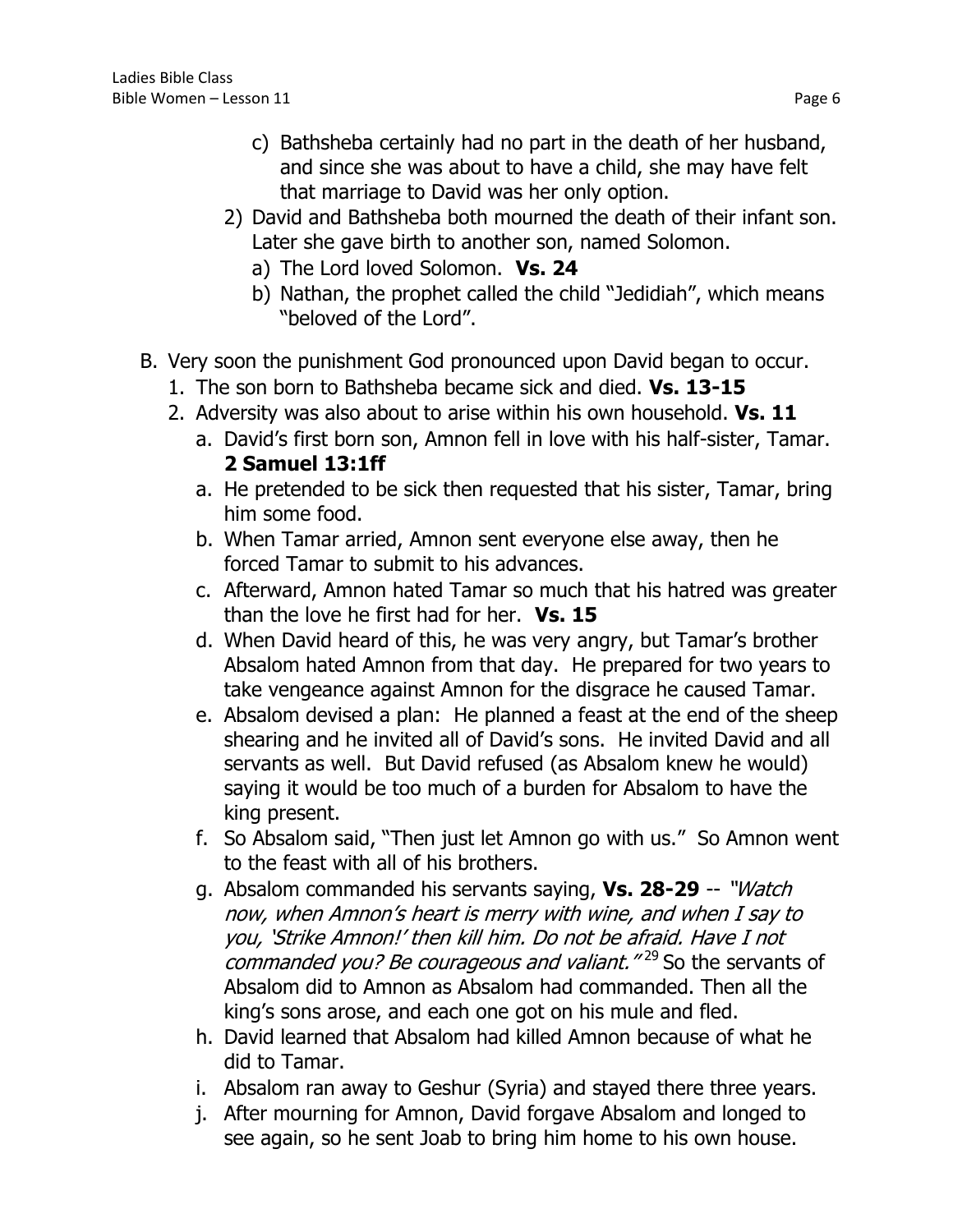c) Bathsheba certainly had no part in the death of her husband, and since she was about to have a child, she may have felt that marriage to David was her only option.

2) David and Bathsheba both mourned the death of their infant son. Later she gave birth to another son, named Solomon.

a) The Lord loved Solomon. **Vs. 24**

b) Nathan, the prophet called the child "Jedidiah", which means "beloved of the Lord".

B. Very soon the punishment God pronounced upon David began to occur.

1. The son born to Bathsheba became sick and died. **Vs. 13-15**
2. Adversity was also about to arise within his own household. **Vs. 11**

a. David's first born son, Amnon fell in love with his half-sister, Tamar. **2 Samuel 13:1ff**

a. He pretended to be sick then requested that his sister, Tamar, bring him some food.

b. When Tamar arried, Amnon sent everyone else away, then he forced Tamar to submit to his advances.

c. Afterward, Amnon hated Tamar so much that his hatred was greater than the love he first had for her. **Vs. 15**

d. When David heard of this, he was very angry, but Tamar's brother Absalom hated Amnon from that day. He prepared for two years to take vengeance against Amnon for the disgrace he caused Tamar.

e. Absalom devised a plan: He planned a feast at the end of the sheep shearing and he invited all of David's sons. He invited David and all servants as well. But David refused (as Absalom knew he would) saying it would be too much of a burden for Absalom to have the king present.

f. So Absalom said, "Then just let Amnon go with us." So Amnon went to the feast with all of his brothers.

g. Absalom commanded his servants saying, **Vs. 28-29** -- *"Watch now, when Amnon's heart is merry with wine, and when I say to you, 'Strike Amnon!' then kill him. Do not be afraid. Have I not commanded you? Be courageous and valiant."* [29] So the servants of Absalom did to Amnon as Absalom had commanded. Then all the king's sons arose, and each one got on his mule and fled.

h. David learned that Absalom had killed Amnon because of what he did to Tamar.

i. Absalom ran away to Geshur (Syria) and stayed there three years.

j. After mourning for Amnon, David forgave Absalom and longed to see again, so he sent Joab to bring him home to his own house.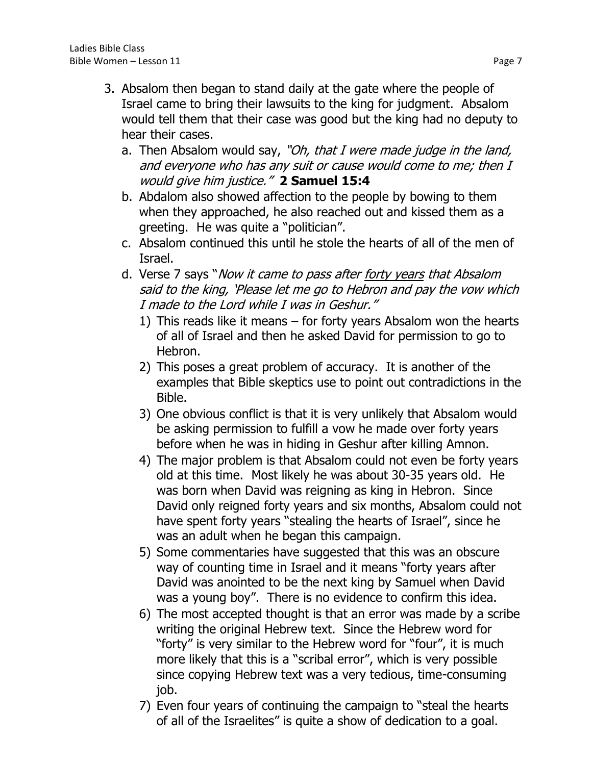3. Absalom then began to stand daily at the gate where the people of Israel came to bring their lawsuits to the king for judgment. Absalom would tell them that their case was good but the king had no deputy to hear their cases.
   a. Then Absalom would say, *"Oh, that I were made judge in the land, and everyone who has any suit or cause would come to me; then I would give him justice."* **2 Samuel 15:4**
   b. Abdalom also showed affection to the people by bowing to them when they approached, he also reached out and kissed them as a greeting. He was quite a "politician".
   c. Absalom continued this until he stole the hearts of all of the men of Israel.
   d. Verse 7 says "*Now it came to pass after <u>forty years</u> that Absalom said to the king, 'Please let me go to Hebron and pay the vow which I made to the Lord while I was in Geshur."*
      1) This reads like it means – for forty years Absalom won the hearts of all of Israel and then he asked David for permission to go to Hebron.
      2) This poses a great problem of accuracy. It is another of the examples that Bible skeptics use to point out contradictions in the Bible.
      3) One obvious conflict is that it is very unlikely that Absalom would be asking permission to fulfill a vow he made over forty years before when he was in hiding in Geshur after killing Amnon.
      4) The major problem is that Absalom could not even be forty years old at this time. Most likely he was about 30-35 years old. He was born when David was reigning as king in Hebron. Since David only reigned forty years and six months, Absalom could not have spent forty years "stealing the hearts of Israel", since he was an adult when he began this campaign.
      5) Some commentaries have suggested that this was an obscure way of counting time in Israel and it means "forty years after David was anointed to be the next king by Samuel when David was a young boy". There is no evidence to confirm this idea.
      6) The most accepted thought is that an error was made by a scribe writing the original Hebrew text. Since the Hebrew word for "forty" is very similar to the Hebrew word for "four", it is much more likely that this is a "scribal error", which is very possible since copying Hebrew text was a very tedious, time-consuming job.
      7) Even four years of continuing the campaign to "steal the hearts of all of the Israelites" is quite a show of dedication to a goal.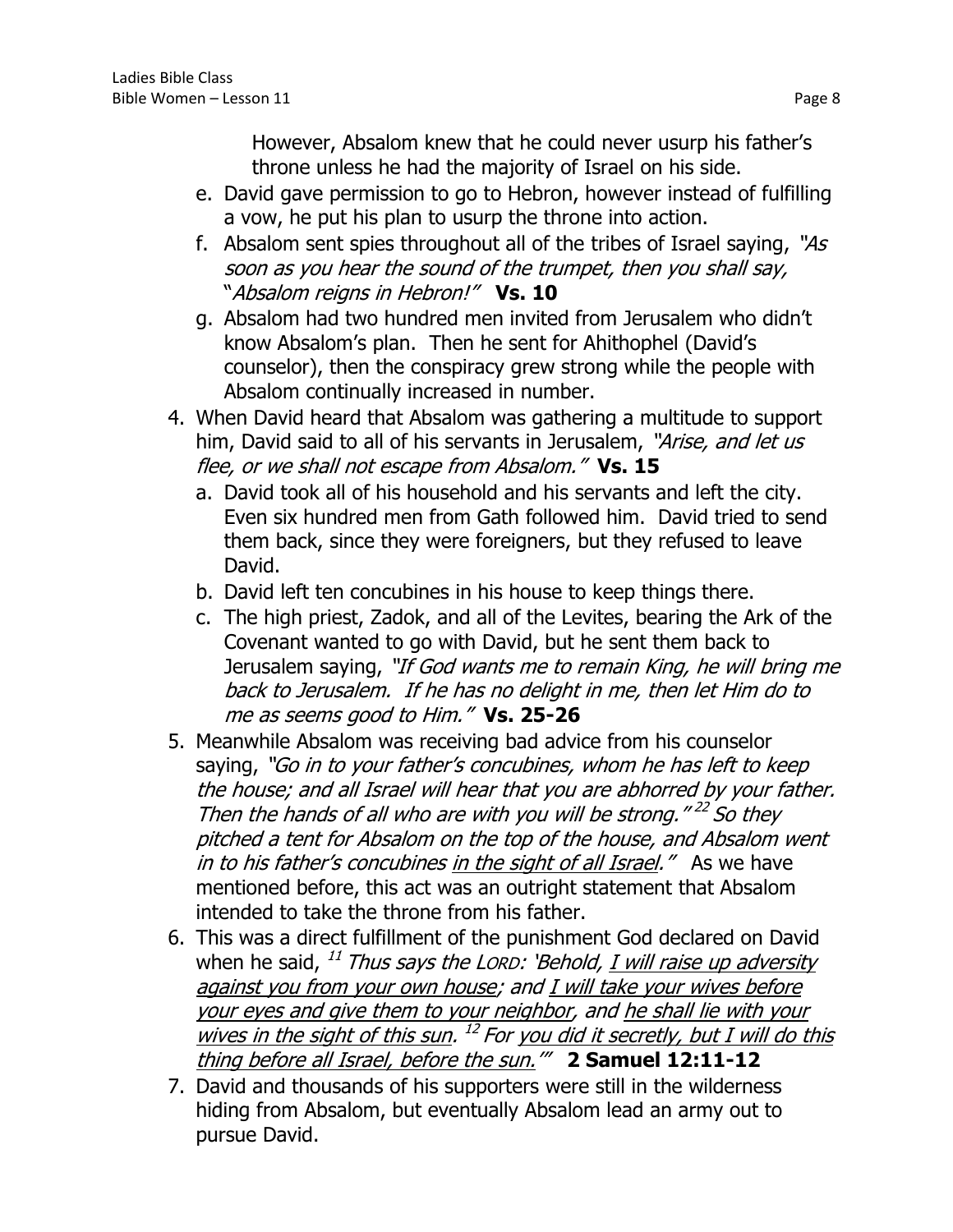However, Absalom knew that he could never usurp his father's throne unless he had the majority of Israel on his side.

e. David gave permission to go to Hebron, however instead of fulfilling a vow, he put his plan to usurp the throne into action.
f. Absalom sent spies throughout all of the tribes of Israel saying, *"As soon as you hear the sound of the trumpet, then you shall say, "Absalom reigns in Hebron!"* **Vs. 10**
g. Absalom had two hundred men invited from Jerusalem who didn't know Absalom's plan. Then he sent for Ahithophel (David's counselor), then the conspiracy grew strong while the people with Absalom continually increased in number.

4. When David heard that Absalom was gathering a multitude to support him, David said to all of his servants in Jerusalem, *"Arise, and let us flee, or we shall not escape from Absalom."* **Vs. 15**
   a. David took all of his household and his servants and left the city. Even six hundred men from Gath followed him. David tried to send them back, since they were foreigners, but they refused to leave David.
   b. David left ten concubines in his house to keep things there.
   c. The high priest, Zadok, and all of the Levites, bearing the Ark of the Covenant wanted to go with David, but he sent them back to Jerusalem saying, *"If God wants me to remain King, he will bring me back to Jerusalem. If he has no delight in me, then let Him do to me as seems good to Him."* **Vs. 25-26**
5. Meanwhile Absalom was receiving bad advice from his counselor saying, *"Go in to your father's concubines, whom he has left to keep the house; and all Israel will hear that you are abhorred by your father. Then the hands of all who are with you will be strong."* [22] *So they pitched a tent for Absalom on the top of the house, and Absalom went in to his father's concubines <u>in the sight of all Israel</u>."* As we have mentioned before, this act was an outright statement that Absalom intended to take the throne from his father.
6. This was a direct fulfillment of the punishment God declared on David when he said, [11] *Thus says the LORD: 'Behold, <u>I will raise up adversity against you from your own house</u>; and <u>I will take your wives before your eyes and give them to your neighbor</u>, and <u>he shall lie with your wives in the sight of this sun</u>.* [12] *For <u>you did it secretly, but I will do this thing before all Israel, before the sun</u>.'"* **2 Samuel 12:11-12**
7. David and thousands of his supporters were still in the wilderness hiding from Absalom, but eventually Absalom lead an army out to pursue David.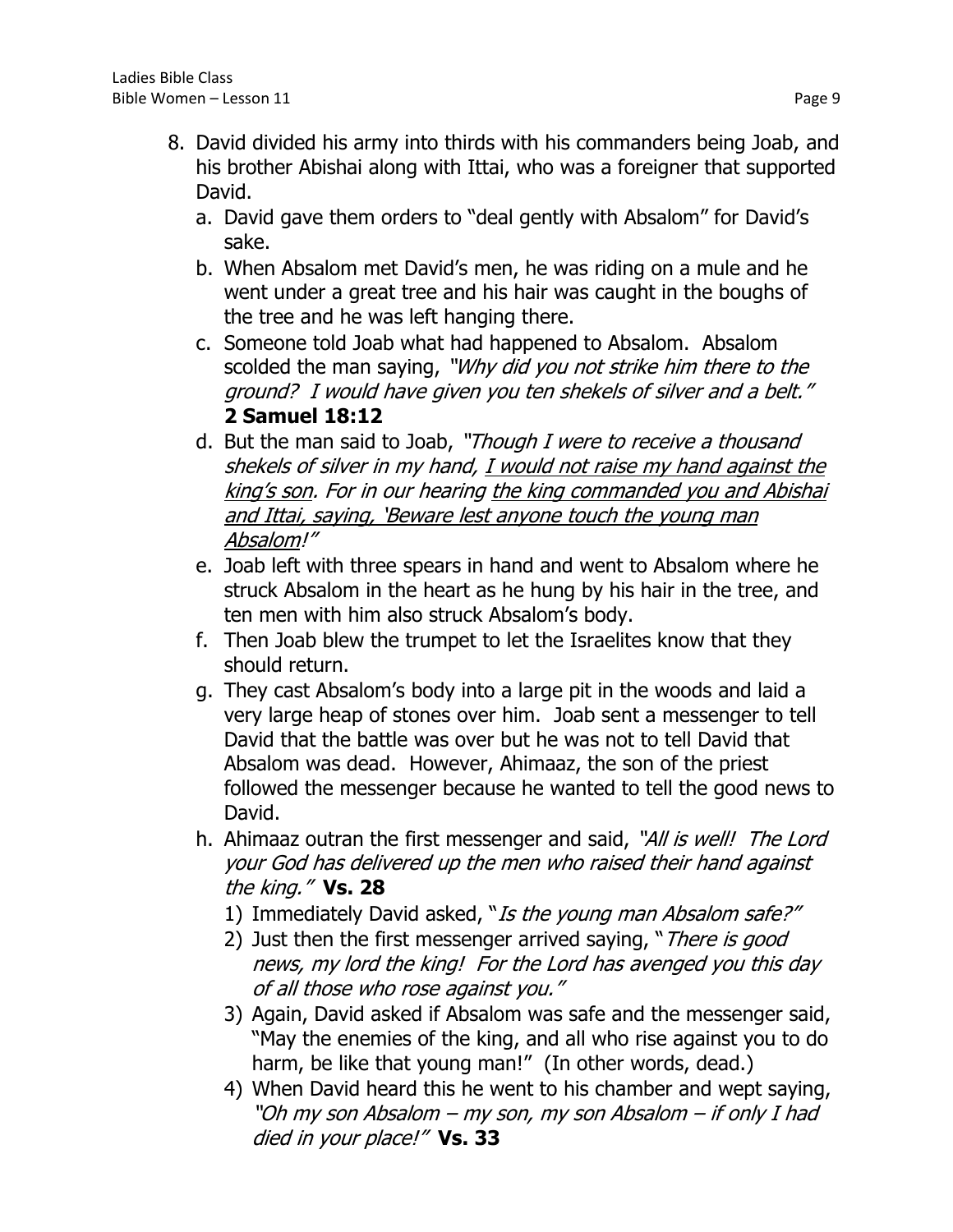8. David divided his army into thirds with his commanders being Joab, and his brother Abishai along with Ittai, who was a foreigner that supported David.
   a. David gave them orders to "deal gently with Absalom" for David's sake.
   b. When Absalom met David's men, he was riding on a mule and he went under a great tree and his hair was caught in the boughs of the tree and he was left hanging there.
   c. Someone told Joab what had happened to Absalom. Absalom scolded the man saying, *"Why did you not strike him there to the ground? I would have given you ten shekels of silver and a belt."* **2 Samuel 18:12**
   d. But the man said to Joab, *"Though I were to receive a thousand shekels of silver in my hand, <u>I would not raise my hand against the king's son</u>. For in our hearing <u>the king commanded you and Abishai and Ittai, saying, 'Beware lest anyone touch the young man Absalom</u>!"*
   e. Joab left with three spears in hand and went to Absalom where he struck Absalom in the heart as he hung by his hair in the tree, and ten men with him also struck Absalom's body.
   f. Then Joab blew the trumpet to let the Israelites know that they should return.
   g. They cast Absalom's body into a large pit in the woods and laid a very large heap of stones over him. Joab sent a messenger to tell David that the battle was over but he was not to tell David that Absalom was dead. However, Ahimaaz, the son of the priest followed the messenger because he wanted to tell the good news to David.
   h. Ahimaaz outran the first messenger and said, *"All is well! The Lord your God has delivered up the men who raised their hand against the king."* **Vs. 28**
      1) Immediately David asked, "*Is the young man Absalom safe?"*
      2) Just then the first messenger arrived saying, "*There is good news, my lord the king! For the Lord has avenged you this day of all those who rose against you."*
      3) Again, David asked if Absalom was safe and the messenger said, "May the enemies of the king, and all who rise against you to do harm, be like that young man!" (In other words, dead.)
      4) When David heard this he went to his chamber and wept saying, *"Oh my son Absalom – my son, my son Absalom – if only I had died in your place!"* **Vs. 33**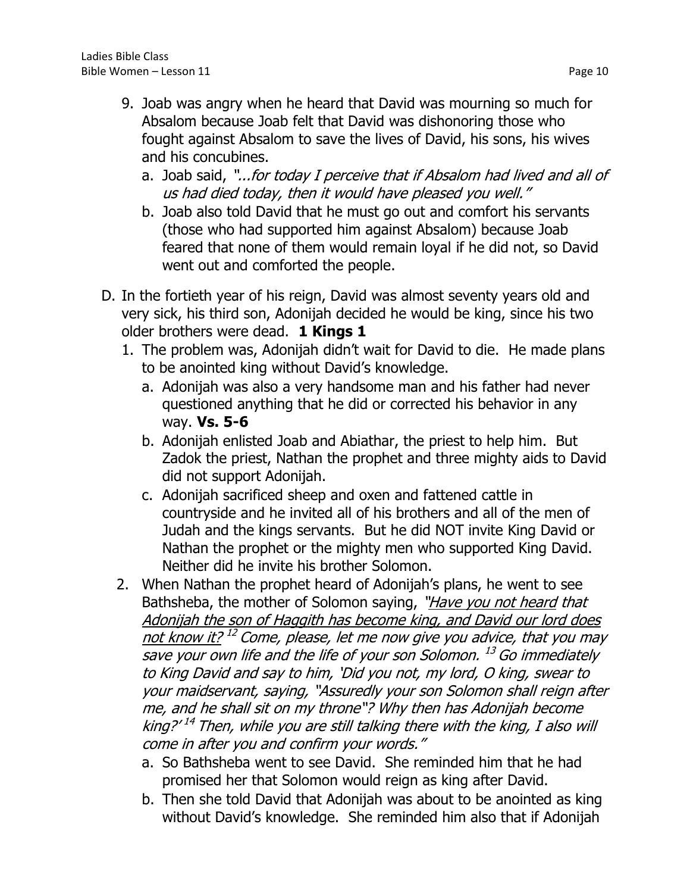9. Joab was angry when he heard that David was mourning so much for Absalom because Joab felt that David was dishonoring those who fought against Absalom to save the lives of David, his sons, his wives and his concubines.
    a. Joab said, *"...for today I perceive that if Absalom had lived and all of us had died today, then it would have pleased you well."*
    b. Joab also told David that he must go out and comfort his servants (those who had supported him against Absalom) because Joab feared that none of them would remain loyal if he did not, so David went out and comforted the people.

D. In the fortieth year of his reign, David was almost seventy years old and very sick, his third son, Adonijah decided he would be king, since his two older brothers were dead. **1 Kings 1**
   1. The problem was, Adonijah didn't wait for David to die. He made plans to be anointed king without David's knowledge.
      a. Adonijah was also a very handsome man and his father had never questioned anything that he did or corrected his behavior in any way. **Vs. 5-6**
      b. Adonijah enlisted Joab and Abiathar, the priest to help him. But Zadok the priest, Nathan the prophet and three mighty aids to David did not support Adonijah.
      c. Adonijah sacrificed sheep and oxen and fattened cattle in countryside and he invited all of his brothers and all of the men of Judah and the kings servants. But he did NOT invite King David or Nathan the prophet or the mighty men who supported King David. Neither did he invite his brother Solomon.
   2. When Nathan the prophet heard of Adonijah's plans, he went to see Bathsheba, the mother of Solomon saying, *"<u>Have you not heard</u> that <u>Adonijah the son of Haggith has become king, and David our lord does not know it?</u> [12] Come, please, let me now give you advice, that you may save your own life and the life of your son Solomon. [13] Go immediately to King David and say to him, 'Did you not, my lord, O king, swear to your maidservant, saying, "Assuredly your son Solomon shall reign after me, and he shall sit on my throne"? Why then has Adonijah become king?' [14] Then, while you are still talking there with the king, I also will come in after you and confirm your words."*
      a. So Bathsheba went to see David. She reminded him that he had promised her that Solomon would reign as king after David.
      b. Then she told David that Adonijah was about to be anointed as king without David's knowledge. She reminded him also that if Adonijah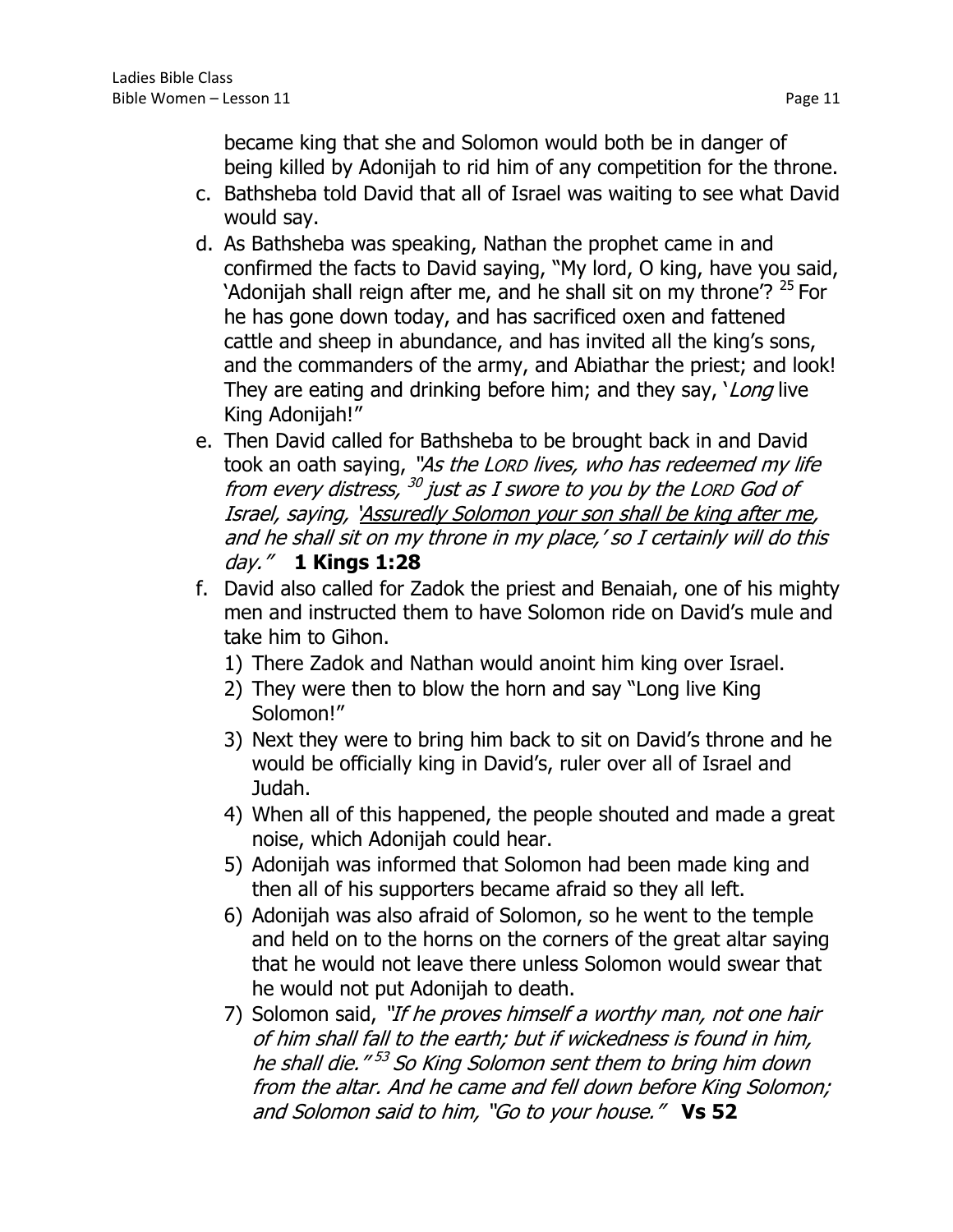became king that she and Solomon would both be in danger of being killed by Adonijah to rid him of any competition for the throne.

c. Bathsheba told David that all of Israel was waiting to see what David would say.
d. As Bathsheba was speaking, Nathan the prophet came in and confirmed the facts to David saying, "My lord, O king, have you said, 'Adonijah shall reign after me, and he shall sit on my throne'? [25] For he has gone down today, and has sacrificed oxen and fattened cattle and sheep in abundance, and has invited all the king's sons, and the commanders of the army, and Abiathar the priest; and look! They are eating and drinking before him; and they say, '*Long* live King Adonijah!"
e. Then David called for Bathsheba to be brought back in and David took an oath saying, *"As the LORD lives, who has redeemed my life from every distress, [30] just as I swore to you by the LORD God of Israel, saying, '<u>Assuredly Solomon your son shall be king after me</u>, and he shall sit on my throne in my place,' so I certainly will do this day."* **1 Kings 1:28**
f. David also called for Zadok the priest and Benaiah, one of his mighty men and instructed them to have Solomon ride on David's mule and take him to Gihon.
   1) There Zadok and Nathan would anoint him king over Israel.
   2) They were then to blow the horn and say "Long live King Solomon!"
   3) Next they were to bring him back to sit on David's throne and he would be officially king in David's, ruler over all of Israel and Judah.
   4) When all of this happened, the people shouted and made a great noise, which Adonijah could hear.
   5) Adonijah was informed that Solomon had been made king and then all of his supporters became afraid so they all left.
   6) Adonijah was also afraid of Solomon, so he went to the temple and held on to the horns on the corners of the great altar saying that he would not leave there unless Solomon would swear that he would not put Adonijah to death.
   7) Solomon said, *"If he proves himself a worthy man, not one hair of him shall fall to the earth; but if wickedness is found in him, he shall die." [53] So King Solomon sent them to bring him down from the altar. And he came and fell down before King Solomon; and Solomon said to him, "Go to your house."* **Vs 52**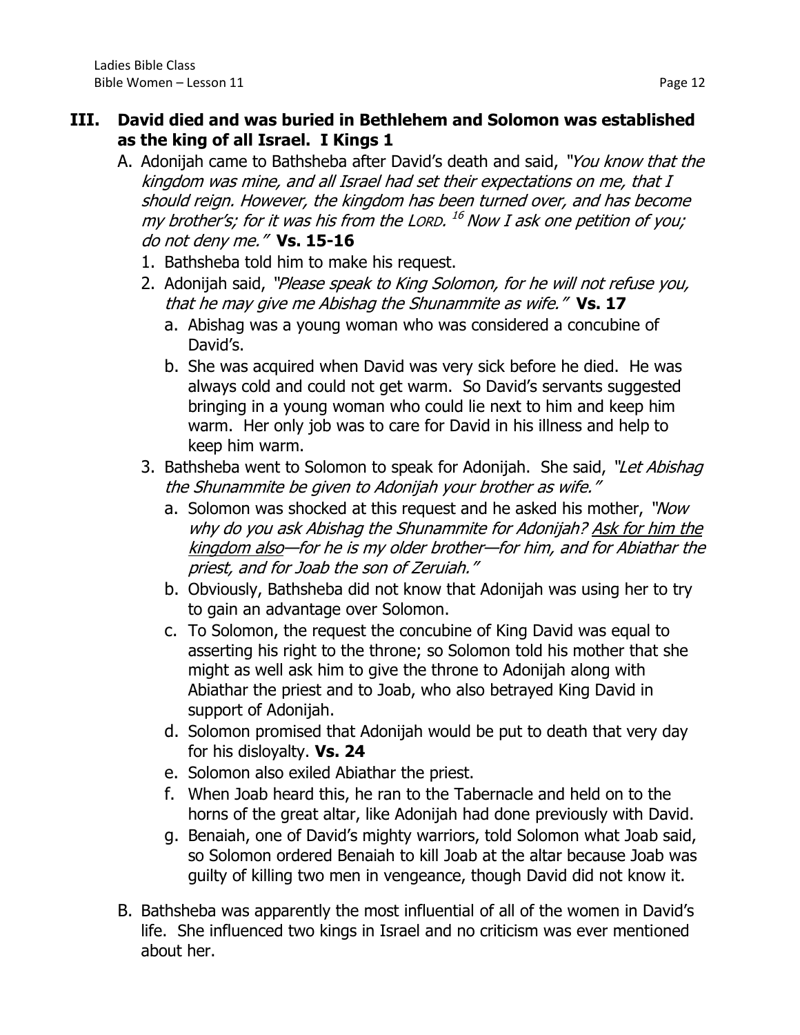## III. David died and was buried in Bethlehem and Solomon was established as the king of all Israel. I Kings 1

A. Adonijah came to Bathsheba after David's death and said, *"You know that the kingdom was mine, and all Israel had set their expectations on me, that I should reign. However, the kingdom has been turned over, and has become my brother's; for it was his from the LORD. [16] Now I ask one petition of you; do not deny me."* **Vs. 15-16**

1. Bathsheba told him to make his request.
2. Adonijah said, *"Please speak to King Solomon, for he will not refuse you, that he may give me Abishag the Shunammite as wife."* **Vs. 17**
   a. Abishag was a young woman who was considered a concubine of David's.
   b. She was acquired when David was very sick before he died. He was always cold and could not get warm. So David's servants suggested bringing in a young woman who could lie next to him and keep him warm. Her only job was to care for David in his illness and help to keep him warm.
3. Bathsheba went to Solomon to speak for Adonijah. She said, *"Let Abishag the Shunammite be given to Adonijah your brother as wife."*
   a. Solomon was shocked at this request and he asked his mother, *"Now why do you ask Abishag the Shunammite for Adonijah? <u>Ask for him the kingdom also</u>—for he is my older brother—for him, and for Abiathar the priest, and for Joab the son of Zeruiah."*
   b. Obviously, Bathsheba did not know that Adonijah was using her to try to gain an advantage over Solomon.
   c. To Solomon, the request the concubine of King David was equal to asserting his right to the throne; so Solomon told his mother that she might as well ask him to give the throne to Adonijah along with Abiathar the priest and to Joab, who also betrayed King David in support of Adonijah.
   d. Solomon promised that Adonijah would be put to death that very day for his disloyalty. **Vs. 24**
   e. Solomon also exiled Abiathar the priest.
   f. When Joab heard this, he ran to the Tabernacle and held on to the horns of the great altar, like Adonijah had done previously with David.
   g. Benaiah, one of David's mighty warriors, told Solomon what Joab said, so Solomon ordered Benaiah to kill Joab at the altar because Joab was guilty of killing two men in vengeance, though David did not know it.

B. Bathsheba was apparently the most influential of all of the women in David's life. She influenced two kings in Israel and no criticism was ever mentioned about her.